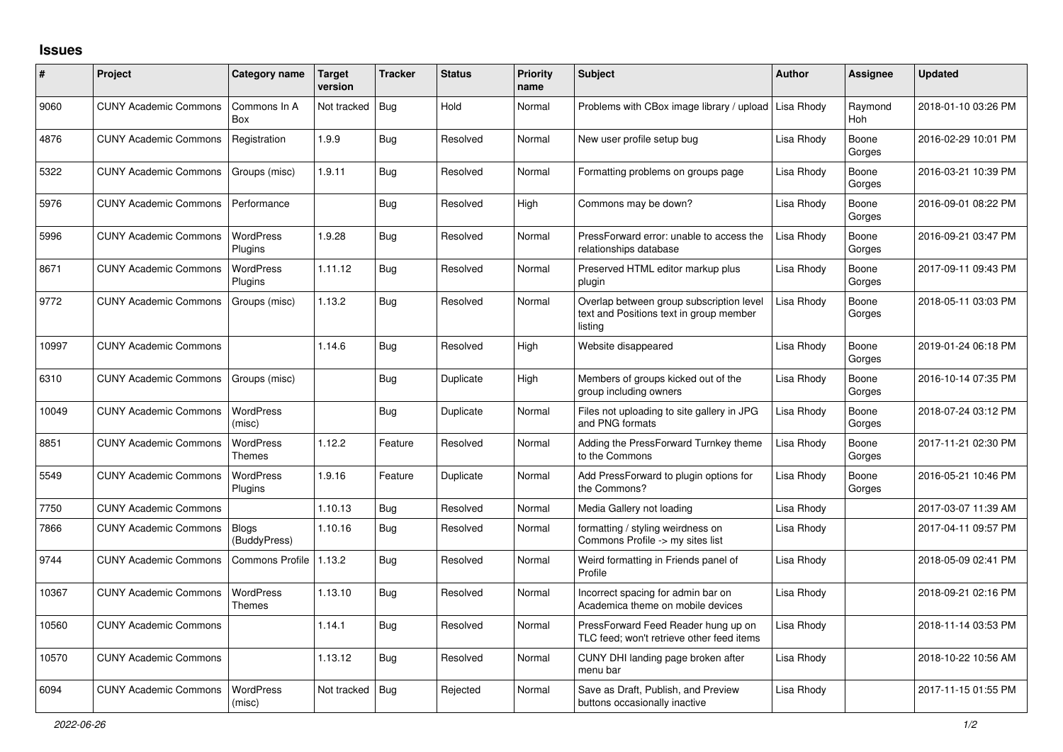## Issues

| # | Project | Category name | Target version | Tracker | Status | Priority name | Subject | Author | Assignee | Updated |
|---|---|---|---|---|---|---|---|---|---|---|
| 9060 | CUNY Academic Commons | Commons In A Box | Not tracked | Bug | Hold | Normal | Problems with CBox image library / upload | Lisa Rhody | Raymond Hoh | 2018-01-10 03:26 PM |
| 4876 | CUNY Academic Commons | Registration | 1.9.9 | Bug | Resolved | Normal | New user profile setup bug | Lisa Rhody | Boone Gorges | 2016-02-29 10:01 PM |
| 5322 | CUNY Academic Commons | Groups (misc) | 1.9.11 | Bug | Resolved | Normal | Formatting problems on groups page | Lisa Rhody | Boone Gorges | 2016-03-21 10:39 PM |
| 5976 | CUNY Academic Commons | Performance | | Bug | Resolved | High | Commons may be down? | Lisa Rhody | Boone Gorges | 2016-09-01 08:22 PM |
| 5996 | CUNY Academic Commons | WordPress Plugins | 1.9.28 | Bug | Resolved | Normal | PressForward error: unable to access the relationships database | Lisa Rhody | Boone Gorges | 2016-09-21 03:47 PM |
| 8671 | CUNY Academic Commons | WordPress Plugins | 1.11.12 | Bug | Resolved | Normal | Preserved HTML editor markup plus plugin | Lisa Rhody | Boone Gorges | 2017-09-11 09:43 PM |
| 9772 | CUNY Academic Commons | Groups (misc) | 1.13.2 | Bug | Resolved | Normal | Overlap between group subscription level text and Positions text in group member listing | Lisa Rhody | Boone Gorges | 2018-05-11 03:03 PM |
| 10997 | CUNY Academic Commons | | 1.14.6 | Bug | Resolved | High | Website disappeared | Lisa Rhody | Boone Gorges | 2019-01-24 06:18 PM |
| 6310 | CUNY Academic Commons | Groups (misc) | | Bug | Duplicate | High | Members of groups kicked out of the group including owners | Lisa Rhody | Boone Gorges | 2016-10-14 07:35 PM |
| 10049 | CUNY Academic Commons | WordPress (misc) | | Bug | Duplicate | Normal | Files not uploading to site gallery in JPG and PNG formats | Lisa Rhody | Boone Gorges | 2018-07-24 03:12 PM |
| 8851 | CUNY Academic Commons | WordPress Themes | 1.12.2 | Feature | Resolved | Normal | Adding the PressForward Turnkey theme to the Commons | Lisa Rhody | Boone Gorges | 2017-11-21 02:30 PM |
| 5549 | CUNY Academic Commons | WordPress Plugins | 1.9.16 | Feature | Duplicate | Normal | Add PressForward to plugin options for the Commons? | Lisa Rhody | Boone Gorges | 2016-05-21 10:46 PM |
| 7750 | CUNY Academic Commons | | 1.10.13 | Bug | Resolved | Normal | Media Gallery not loading | Lisa Rhody | | 2017-03-07 11:39 AM |
| 7866 | CUNY Academic Commons | Blogs (BuddyPress) | 1.10.16 | Bug | Resolved | Normal | formatting / styling weirdness on Commons Profile -> my sites list | Lisa Rhody | | 2017-04-11 09:57 PM |
| 9744 | CUNY Academic Commons | Commons Profile | 1.13.2 | Bug | Resolved | Normal | Weird formatting in Friends panel of Profile | Lisa Rhody | | 2018-05-09 02:41 PM |
| 10367 | CUNY Academic Commons | WordPress Themes | 1.13.10 | Bug | Resolved | Normal | Incorrect spacing for admin bar on Academica theme on mobile devices | Lisa Rhody | | 2018-09-21 02:16 PM |
| 10560 | CUNY Academic Commons | | 1.14.1 | Bug | Resolved | Normal | PressForward Feed Reader hung up on TLC feed; won't retrieve other feed items | Lisa Rhody | | 2018-11-14 03:53 PM |
| 10570 | CUNY Academic Commons | | 1.13.12 | Bug | Resolved | Normal | CUNY DHI landing page broken after menu bar | Lisa Rhody | | 2018-10-22 10:56 AM |
| 6094 | CUNY Academic Commons | WordPress (misc) | Not tracked | Bug | Rejected | Normal | Save as Draft, Publish, and Preview buttons occasionally inactive | Lisa Rhody | | 2017-11-15 01:55 PM |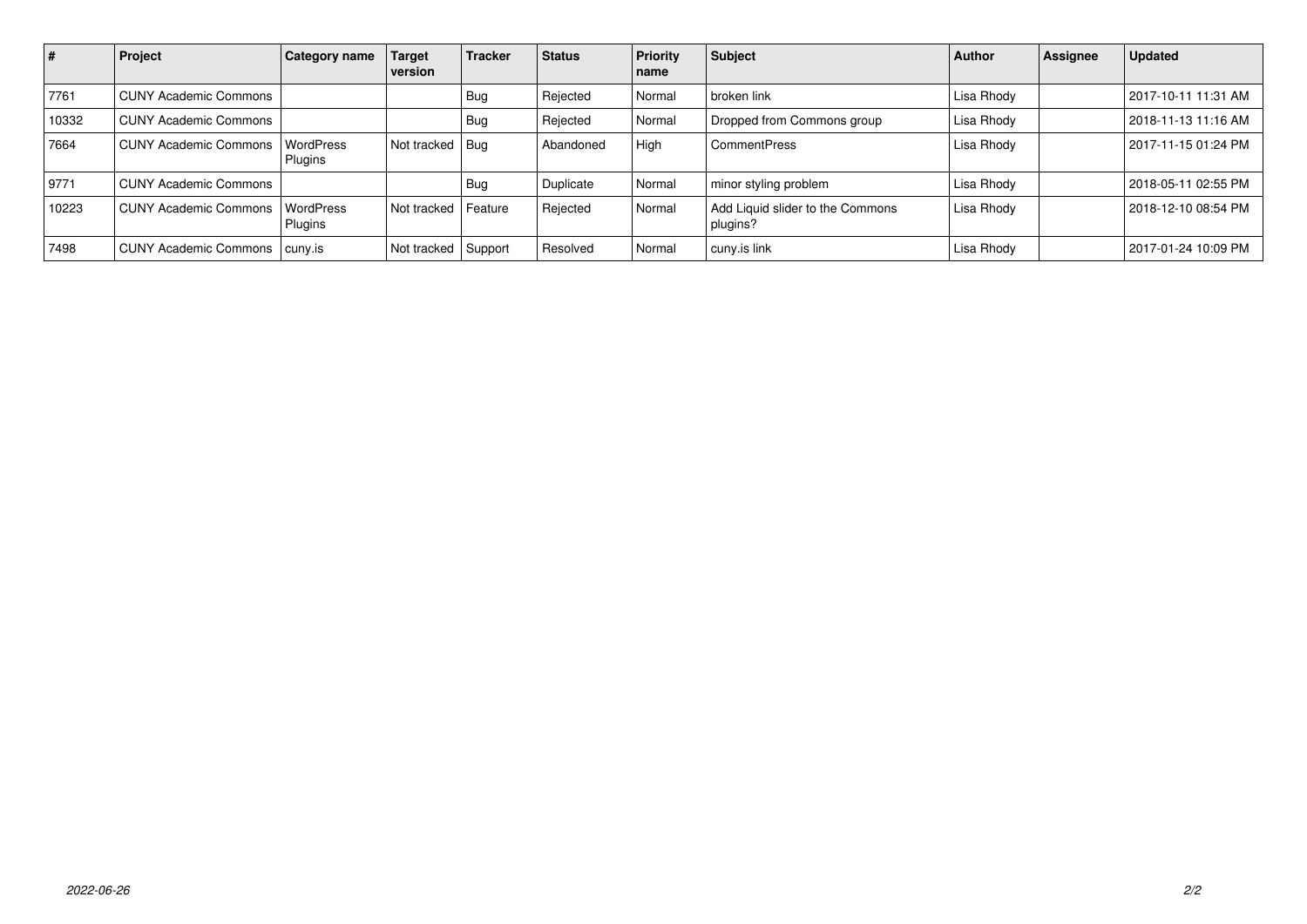| # | Project | Category name | Target version | Tracker | Status | Priority name | Subject | Author | Assignee | Updated |
|---|---|---|---|---|---|---|---|---|---|---|
| 7761 | CUNY Academic Commons | | | Bug | Rejected | Normal | broken link | Lisa Rhody | | 2017-10-11 11:31 AM |
| 10332 | CUNY Academic Commons | | | Bug | Rejected | Normal | Dropped from Commons group | Lisa Rhody | | 2018-11-13 11:16 AM |
| 7664 | CUNY Academic Commons | WordPress Plugins | Not tracked | Bug | Abandoned | High | CommentPress | Lisa Rhody | | 2017-11-15 01:24 PM |
| 9771 | CUNY Academic Commons | | | Bug | Duplicate | Normal | minor styling problem | Lisa Rhody | | 2018-05-11 02:55 PM |
| 10223 | CUNY Academic Commons | WordPress Plugins | Not tracked | Feature | Rejected | Normal | Add Liquid slider to the Commons plugins? | Lisa Rhody | | 2018-12-10 08:54 PM |
| 7498 | CUNY Academic Commons | cuny.is | Not tracked | Support | Resolved | Normal | cuny.is link | Lisa Rhody | | 2017-01-24 10:09 PM |